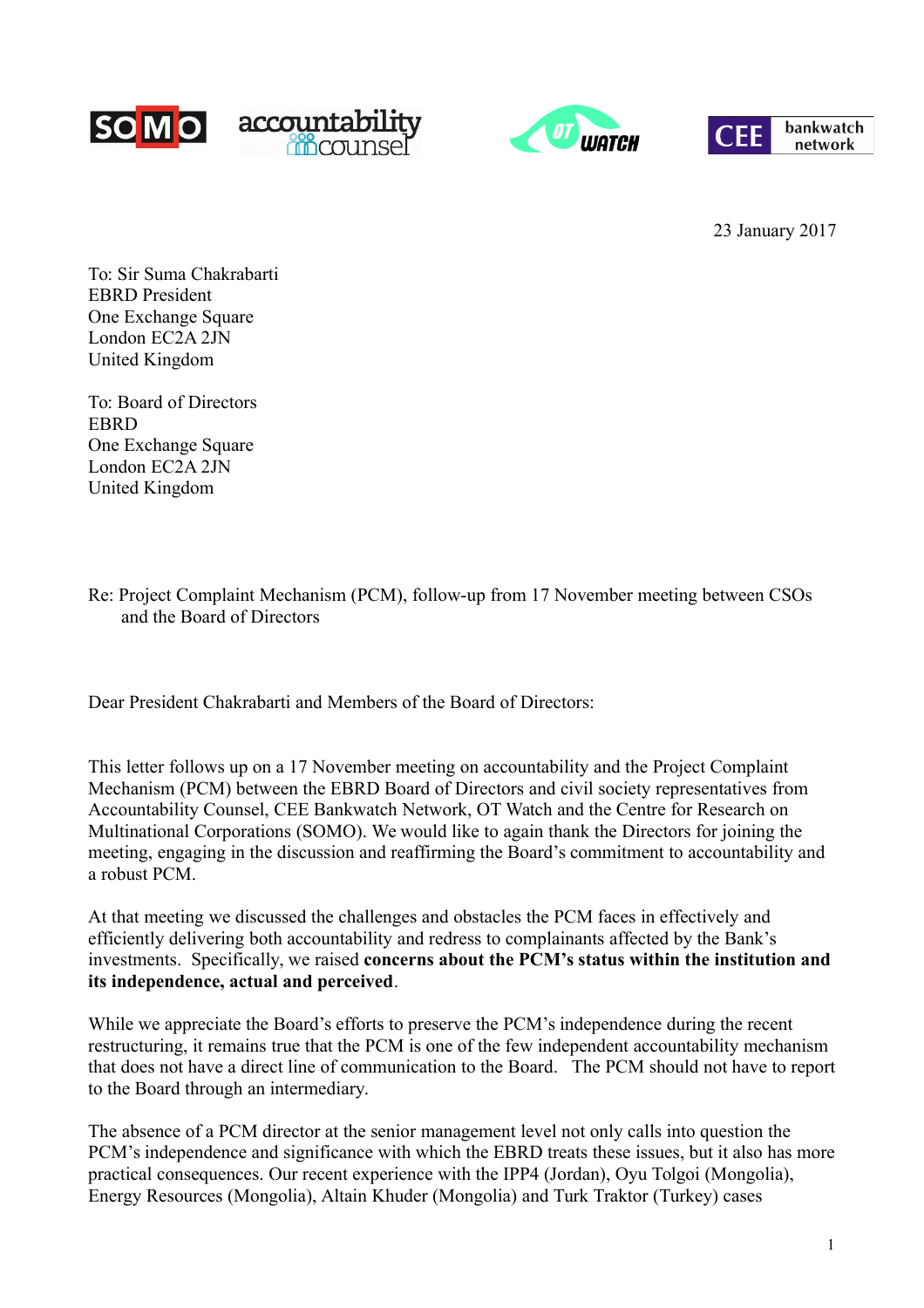23 January 2017

To: Sir Suma Chakrabarti
EBRD President
One Exchange Square
London EC2A 2JN
United Kingdom

To: Board of Directors
EBRD
One Exchange Square
London EC2A 2JN
United Kingdom

Re: Project Complaint Mechanism (PCM), follow-up from 17 November meeting between CSOs and the Board of Directors

Dear President Chakrabarti and Members of the Board of Directors:

This letter follows up on a 17 November meeting on accountability and the Project Complaint Mechanism (PCM) between the EBRD Board of Directors and civil society representatives from Accountability Counsel, CEE Bankwatch Network, OT Watch and the Centre for Research on Multinational Corporations (SOMO). We would like to again thank the Directors for joining the meeting, engaging in the discussion and reaffirming the Board's commitment to accountability and a robust PCM.

At that meeting we discussed the challenges and obstacles the PCM faces in effectively and efficiently delivering both accountability and redress to complainants affected by the Bank's investments. Specifically, we raised **concerns about the PCM's status within the institution and its independence, actual and perceived**.

While we appreciate the Board's efforts to preserve the PCM's independence during the recent restructuring, it remains true that the PCM is one of the few independent accountability mechanism that does not have a direct line of communication to the Board. The PCM should not have to report to the Board through an intermediary.

The absence of a PCM director at the senior management level not only calls into question the PCM's independence and significance with which the EBRD treats these issues, but it also has more practical consequences. Our recent experience with the IPP4 (Jordan), Oyu Tolgoi (Mongolia), Energy Resources (Mongolia), Altain Khuder (Mongolia) and Turk Traktor (Turkey) cases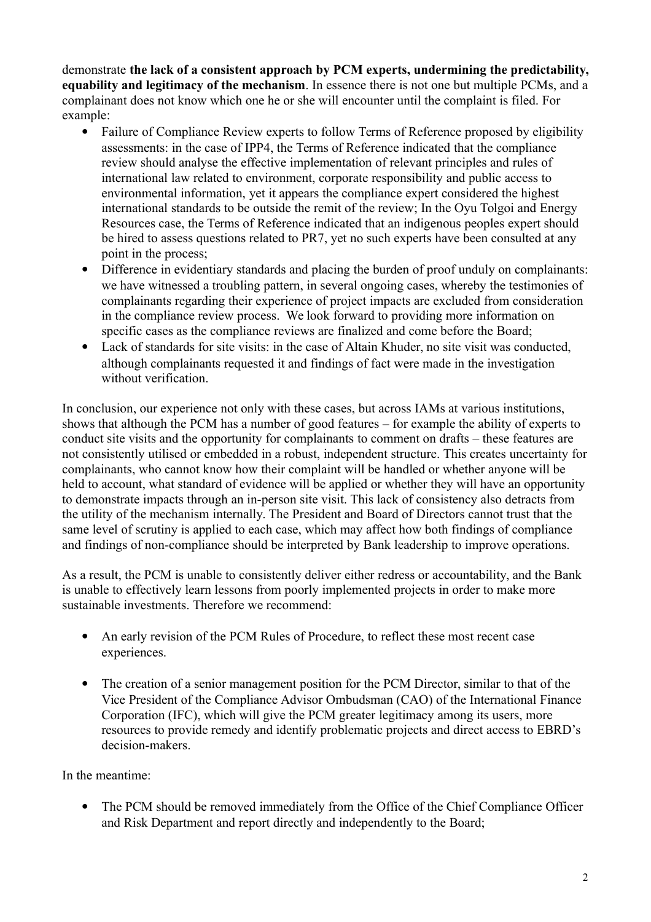demonstrate **the lack of a consistent approach by PCM experts, undermining the predictability, equability and legitimacy of the mechanism**. In essence there is not one but multiple PCMs, and a complainant does not know which one he or she will encounter until the complaint is filed. For example:

- Failure of Compliance Review experts to follow Terms of Reference proposed by eligibility assessments: in the case of IPP4, the Terms of Reference indicated that the compliance review should analyse the effective implementation of relevant principles and rules of international law related to environment, corporate responsibility and public access to environmental information, yet it appears the compliance expert considered the highest international standards to be outside the remit of the review; In the Oyu Tolgoi and Energy Resources case, the Terms of Reference indicated that an indigenous peoples expert should be hired to assess questions related to PR7, yet no such experts have been consulted at any point in the process;
- Difference in evidentiary standards and placing the burden of proof unduly on complainants: we have witnessed a troubling pattern, in several ongoing cases, whereby the testimonies of complainants regarding their experience of project impacts are excluded from consideration in the compliance review process. We look forward to providing more information on specific cases as the compliance reviews are finalized and come before the Board;
- Lack of standards for site visits: in the case of Altain Khuder, no site visit was conducted, although complainants requested it and findings of fact were made in the investigation without verification.

In conclusion, our experience not only with these cases, but across IAMs at various institutions, shows that although the PCM has a number of good features – for example the ability of experts to conduct site visits and the opportunity for complainants to comment on drafts – these features are not consistently utilised or embedded in a robust, independent structure. This creates uncertainty for complainants, who cannot know how their complaint will be handled or whether anyone will be held to account, what standard of evidence will be applied or whether they will have an opportunity to demonstrate impacts through an in-person site visit. This lack of consistency also detracts from the utility of the mechanism internally. The President and Board of Directors cannot trust that the same level of scrutiny is applied to each case, which may affect how both findings of compliance and findings of non-compliance should be interpreted by Bank leadership to improve operations.

As a result, the PCM is unable to consistently deliver either redress or accountability, and the Bank is unable to effectively learn lessons from poorly implemented projects in order to make more sustainable investments. Therefore we recommend:

- An early revision of the PCM Rules of Procedure, to reflect these most recent case experiences.
- The creation of a senior management position for the PCM Director, similar to that of the Vice President of the Compliance Advisor Ombudsman (CAO) of the International Finance Corporation (IFC), which will give the PCM greater legitimacy among its users, more resources to provide remedy and identify problematic projects and direct access to EBRD's decision-makers.

In the meantime:

- The PCM should be removed immediately from the Office of the Chief Compliance Officer and Risk Department and report directly and independently to the Board;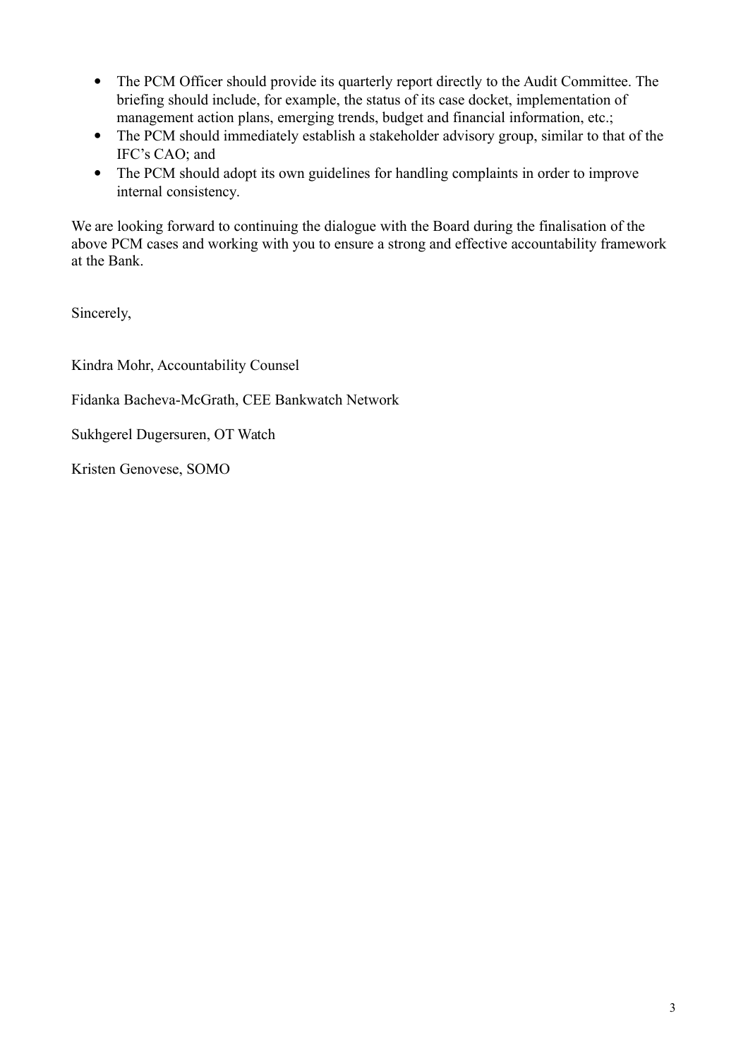- The PCM Officer should provide its quarterly report directly to the Audit Committee. The briefing should include, for example, the status of its case docket, implementation of management action plans, emerging trends, budget and financial information, etc.;
- The PCM should immediately establish a stakeholder advisory group, similar to that of the IFC's CAO; and
- The PCM should adopt its own guidelines for handling complaints in order to improve internal consistency.

We are looking forward to continuing the dialogue with the Board during the finalisation of the above PCM cases and working with you to ensure a strong and effective accountability framework at the Bank.

Sincerely,

Kindra Mohr, Accountability Counsel

Fidanka Bacheva-McGrath, CEE Bankwatch Network

Sukhgerel Dugersuren, OT Watch

Kristen Genovese, SOMO